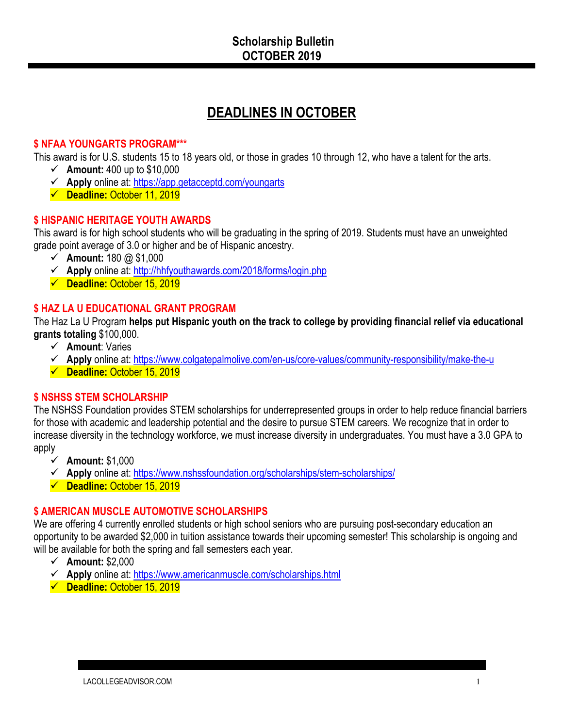# Scholarship Bulletin
# OCTOBER 2019

## DEADLINES IN OCTOBER

### $ NFAA YOUNGARTS PROGRAM***

This award is for U.S. students 15 to 18 years old, or those in grades 10 through 12, who have a talent for the arts.

- ✓ **Amount:** 400 up to $10,000
- ✓ **Apply** online at: https://app.getacceptd.com/youngarts
- ✓ **Deadline:** October 11, 2019

### $ HISPANIC HERITAGE YOUTH AWARDS

This award is for high school students who will be graduating in the spring of 2019. Students must have an unweighted grade point average of 3.0 or higher and be of Hispanic ancestry.

- ✓ **Amount:** 180 @ $1,000
- ✓ **Apply** online at: http://hhfyouthawards.com/2018/forms/login.php
- ✓ **Deadline:** October 15, 2019

### $ HAZ LA U EDUCATIONAL GRANT PROGRAM

The Haz La U Program **helps put Hispanic youth on the track to college by providing financial relief via educational grants totaling** $100,000.

- ✓ **Amount**: Varies
- ✓ **Apply** online at: https://www.colgatepalmolive.com/en-us/core-values/community-responsibility/make-the-u
- ✓ **Deadline:** October 15, 2019

### $ NSHSS STEM SCHOLARSHIP

The NSHSS Foundation provides STEM scholarships for underrepresented groups in order to help reduce financial barriers for those with academic and leadership potential and the desire to pursue STEM careers. We recognize that in order to increase diversity in the technology workforce, we must increase diversity in undergraduates. You must have a 3.0 GPA to apply

- ✓ **Amount:** $1,000
- ✓ **Apply** online at: https://www.nshssfoundation.org/scholarships/stem-scholarships/
- ✓ **Deadline:** October 15, 2019

### $ AMERICAN MUSCLE AUTOMOTIVE SCHOLARSHIPS

We are offering 4 currently enrolled students or high school seniors who are pursuing post-secondary education an opportunity to be awarded $2,000 in tuition assistance towards their upcoming semester! This scholarship is ongoing and will be available for both the spring and fall semesters each year.

- ✓ **Amount:** $2,000
- ✓ **Apply** online at: https://www.americanmuscle.com/scholarships.html
- ✓ **Deadline:** October 15, 2019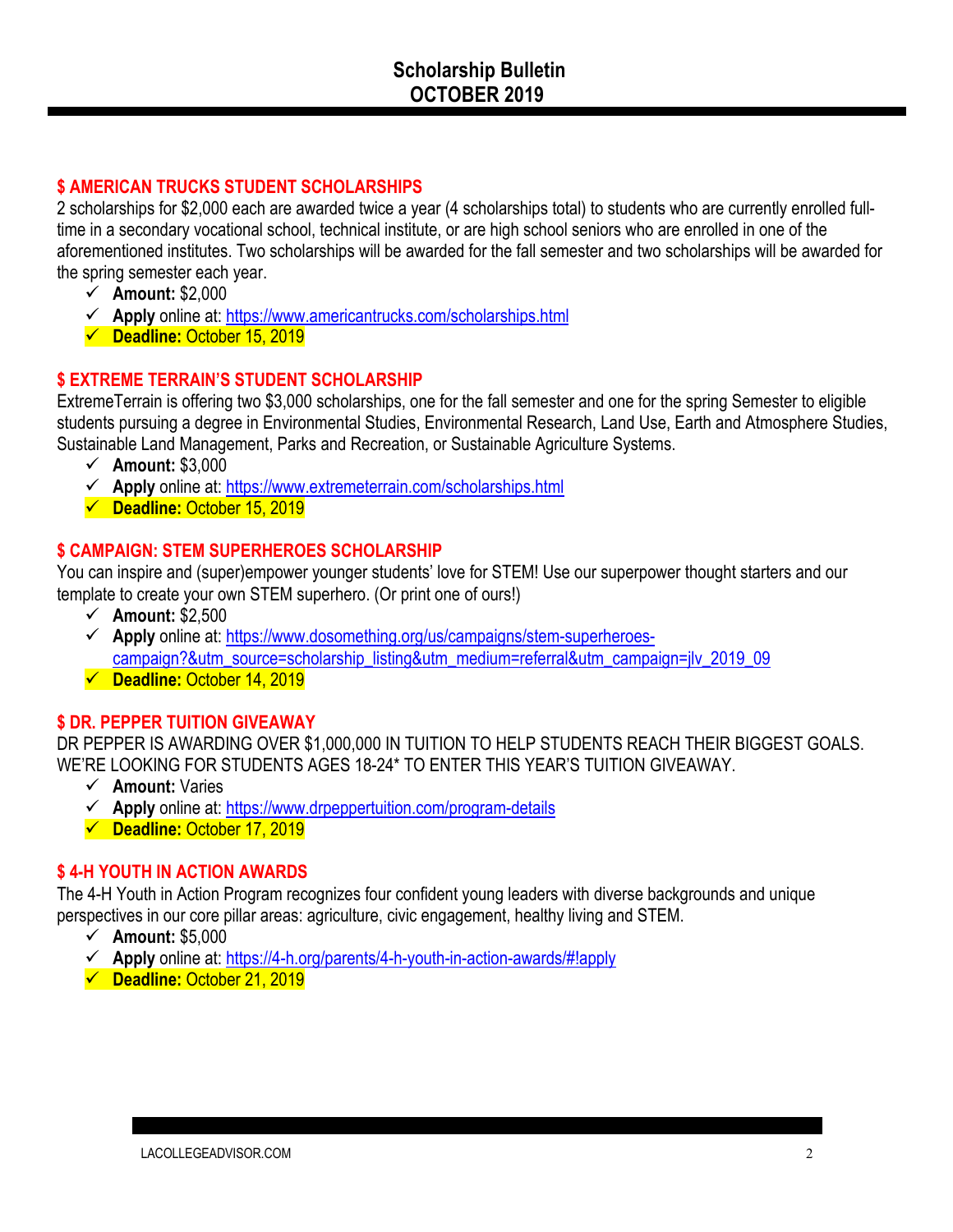# Scholarship Bulletin
# OCTOBER 2019

### $ AMERICAN TRUCKS STUDENT SCHOLARSHIPS

2 scholarships for $2,000 each are awarded twice a year (4 scholarships total) to students who are currently enrolled full-time in a secondary vocational school, technical institute, or are high school seniors who are enrolled in one of the aforementioned institutes. Two scholarships will be awarded for the fall semester and two scholarships will be awarded for the spring semester each year.

- ✓ **Amount:** $2,000
- ✓ **Apply** online at: https://www.americantrucks.com/scholarships.html
- ✓ **Deadline:** October 15, 2019

### $ EXTREME TERRAIN'S STUDENT SCHOLARSHIP

ExtremeTerrain is offering two $3,000 scholarships, one for the fall semester and one for the spring Semester to eligible students pursuing a degree in Environmental Studies, Environmental Research, Land Use, Earth and Atmosphere Studies, Sustainable Land Management, Parks and Recreation, or Sustainable Agriculture Systems.

- ✓ **Amount:** $3,000
- ✓ **Apply** online at: https://www.extremeterrain.com/scholarships.html
- ✓ **Deadline:** October 15, 2019

### $ CAMPAIGN: STEM SUPERHEROES SCHOLARSHIP

You can inspire and (super)empower younger students' love for STEM! Use our superpower thought starters and our template to create your own STEM superhero. (Or print one of ours!)

- ✓ **Amount:** $2,500
- ✓ **Apply** online at: https://www.dosomething.org/us/campaigns/stem-superheroes-campaign?&utm_source=scholarship_listing&utm_medium=referral&utm_campaign=jlv_2019_09
- ✓ **Deadline:** October 14, 2019

### $ DR. PEPPER TUITION GIVEAWAY

DR PEPPER IS AWARDING OVER $1,000,000 IN TUITION TO HELP STUDENTS REACH THEIR BIGGEST GOALS. WE'RE LOOKING FOR STUDENTS AGES 18-24* TO ENTER THIS YEAR'S TUITION GIVEAWAY.

- ✓ **Amount:** Varies
- ✓ **Apply** online at: https://www.drpeppertuition.com/program-details
- ✓ **Deadline:** October 17, 2019

### $ 4-H YOUTH IN ACTION AWARDS

The 4-H Youth in Action Program recognizes four confident young leaders with diverse backgrounds and unique perspectives in our core pillar areas: agriculture, civic engagement, healthy living and STEM.

- ✓ **Amount:** $5,000
- ✓ **Apply** online at: https://4-h.org/parents/4-h-youth-in-action-awards/#!apply
- ✓ **Deadline:** October 21, 2019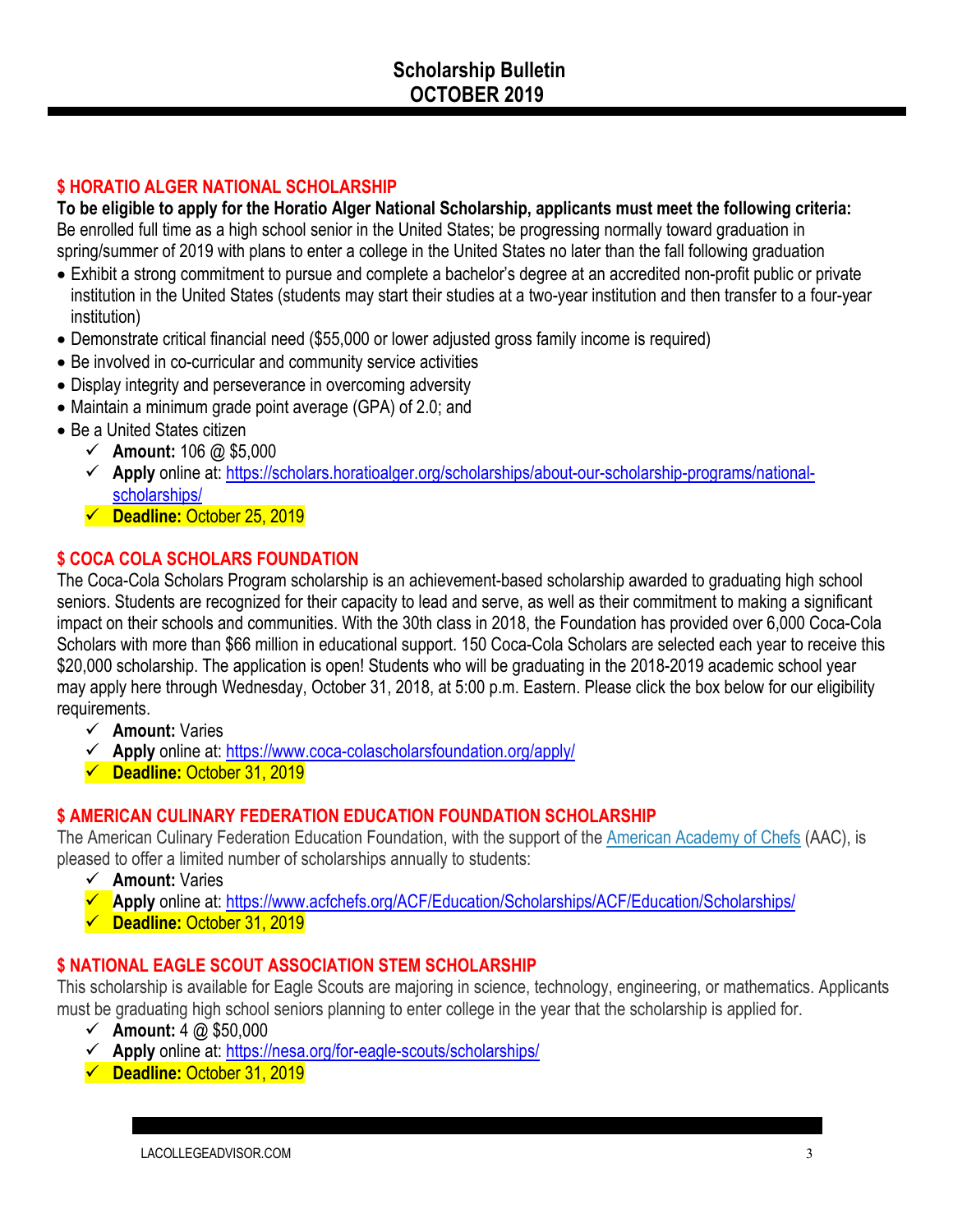# Scholarship Bulletin
# OCTOBER 2019

## $ HORATIO ALGER NATIONAL SCHOLARSHIP

**To be eligible to apply for the Horatio Alger National Scholarship, applicants must meet the following criteria:**
Be enrolled full time as a high school senior in the United States; be progressing normally toward graduation in spring/summer of 2019 with plans to enter a college in the United States no later than the fall following graduation

- Exhibit a strong commitment to pursue and complete a bachelor's degree at an accredited non-profit public or private institution in the United States (students may start their studies at a two-year institution and then transfer to a four-year institution)
- Demonstrate critical financial need ($55,000 or lower adjusted gross family income is required)
- Be involved in co-curricular and community service activities
- Display integrity and perseverance in overcoming adversity
- Maintain a minimum grade point average (GPA) of 2.0; and
- Be a United States citizen
  - ✓ **Amount:** 106 @ $5,000
  - ✓ **Apply** online at: https://scholars.horatioalger.org/scholarships/about-our-scholarship-programs/national-scholarships/
  - ✓ **Deadline:** October 25, 2019

## $ COCA COLA SCHOLARS FOUNDATION

The Coca-Cola Scholars Program scholarship is an achievement-based scholarship awarded to graduating high school seniors. Students are recognized for their capacity to lead and serve, as well as their commitment to making a significant impact on their schools and communities. With the 30th class in 2018, the Foundation has provided over 6,000 Coca-Cola Scholars with more than $66 million in educational support. 150 Coca-Cola Scholars are selected each year to receive this $20,000 scholarship. The application is open! Students who will be graduating in the 2018-2019 academic school year may apply here through Wednesday, October 31, 2018, at 5:00 p.m. Eastern. Please click the box below for our eligibility requirements.

- ✓ **Amount:** Varies
- ✓ **Apply** online at: https://www.coca-colascholarsfoundation.org/apply/
- ✓ **Deadline:** October 31, 2019

## $ AMERICAN CULINARY FEDERATION EDUCATION FOUNDATION SCHOLARSHIP

The American Culinary Federation Education Foundation, with the support of the American Academy of Chefs (AAC), is pleased to offer a limited number of scholarships annually to students:

- ✓ **Amount:** Varies
- ✓ **Apply** online at: https://www.acfchefs.org/ACF/Education/Scholarships/ACF/Education/Scholarships/
- ✓ **Deadline:** October 31, 2019

## $ NATIONAL EAGLE SCOUT ASSOCIATION STEM SCHOLARSHIP

This scholarship is available for Eagle Scouts are majoring in science, technology, engineering, or mathematics. Applicants must be graduating high school seniors planning to enter college in the year that the scholarship is applied for.

- ✓ **Amount:** 4 @ $50,000
- ✓ **Apply** online at: https://nesa.org/for-eagle-scouts/scholarships/
- ✓ **Deadline:** October 31, 2019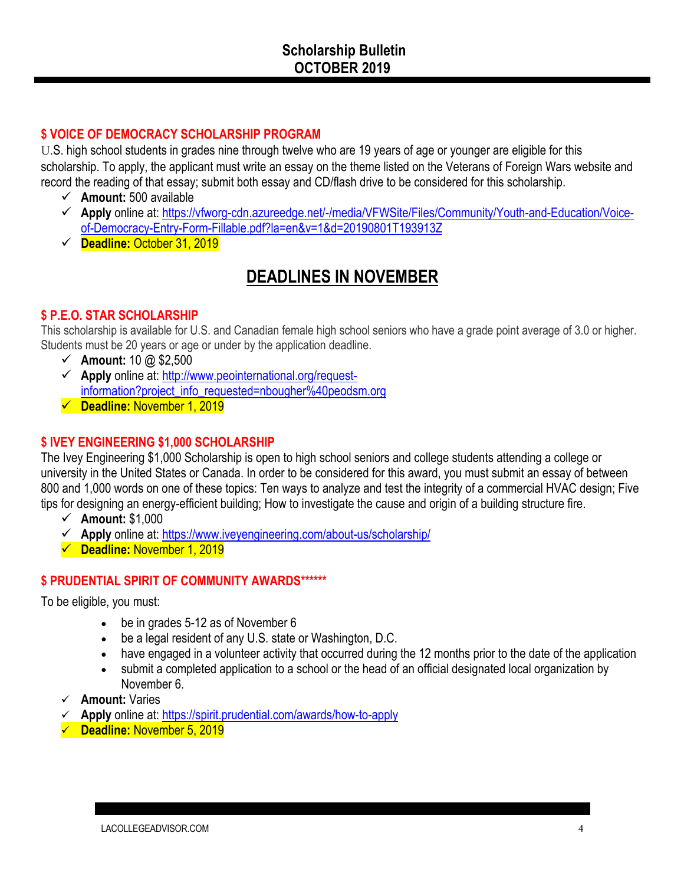## Scholarship Bulletin
## OCTOBER 2019

### $ VOICE OF DEMOCRACY SCHOLARSHIP PROGRAM

U.S. high school students in grades nine through twelve who are 19 years of age or younger are eligible for this scholarship. To apply, the applicant must write an essay on the theme listed on the Veterans of Foreign Wars website and record the reading of that essay; submit both essay and CD/flash drive to be considered for this scholarship.

- ✓ **Amount:** 500 available
- ✓ **Apply** online at: https://vfworg-cdn.azureedge.net/-/media/VFWSite/Files/Community/Youth-and-Education/Voice-of-Democracy-Entry-Form-Fillable.pdf?la=en&v=1&d=20190801T193913Z
- ✓ **Deadline:** October 31, 2019

## DEADLINES IN NOVEMBER

### $ P.E.O. STAR SCHOLARSHIP

This scholarship is available for U.S. and Canadian female high school seniors who have a grade point average of 3.0 or higher. Students must be 20 years or age or under by the application deadline.

- ✓ **Amount:** 10 @ $2,500
- ✓ **Apply** online at: http://www.peointernational.org/request-information?project_info_requested=nbougher%40peodsm.org
- ✓ **Deadline:** November 1, 2019

### $ IVEY ENGINEERING $1,000 SCHOLARSHIP

The Ivey Engineering $1,000 Scholarship is open to high school seniors and college students attending a college or university in the United States or Canada. In order to be considered for this award, you must submit an essay of between 800 and 1,000 words on one of these topics: Ten ways to analyze and test the integrity of a commercial HVAC design; Five tips for designing an energy-efficient building; How to investigate the cause and origin of a building structure fire.

- ✓ **Amount:** $1,000
- ✓ **Apply** online at: https://www.iveyengineering.com/about-us/scholarship/
- ✓ **Deadline:** November 1, 2019

### $ PRUDENTIAL SPIRIT OF COMMUNITY AWARDS******

To be eligible, you must:

- be in grades 5-12 as of November 6
- be a legal resident of any U.S. state or Washington, D.C.
- have engaged in a volunteer activity that occurred during the 12 months prior to the date of the application
- submit a completed application to a school or the head of an official designated local organization by November 6.

- ✓ **Amount:** Varies
- ✓ **Apply** online at: https://spirit.prudential.com/awards/how-to-apply
- ✓ **Deadline:** November 5, 2019

LACOLLEGEADVISOR.COM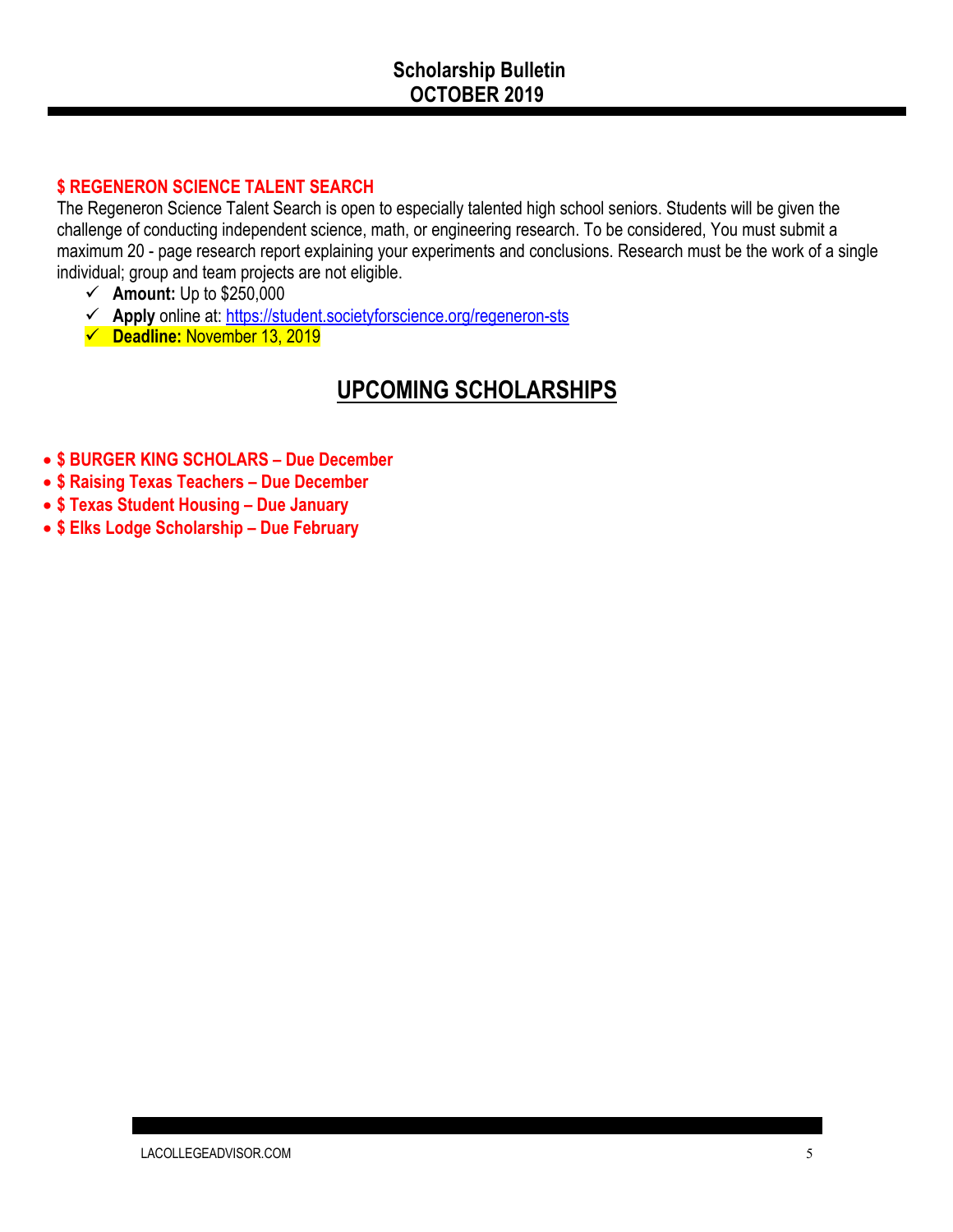## $ REGENERON SCIENCE TALENT SEARCH

The Regeneron Science Talent Search is open to especially talented high school seniors. Students will be given the challenge of conducting independent science, math, or engineering research. To be considered, You must submit a maximum 20 - page research report explaining your experiments and conclusions. Research must be the work of a single individual; group and team projects are not eligible.

- ✓ **Amount:** Up to $250,000
- ✓ **Apply** online at: https://student.societyforscience.org/regeneron-sts
- ✓ **Deadline:** November 13, 2019

# UPCOMING SCHOLARSHIPS

- **$ BURGER KING SCHOLARS – Due December**
- **$ Raising Texas Teachers – Due December**
- **$ Texas Student Housing – Due January**
- **$ Elks Lodge Scholarship – Due February**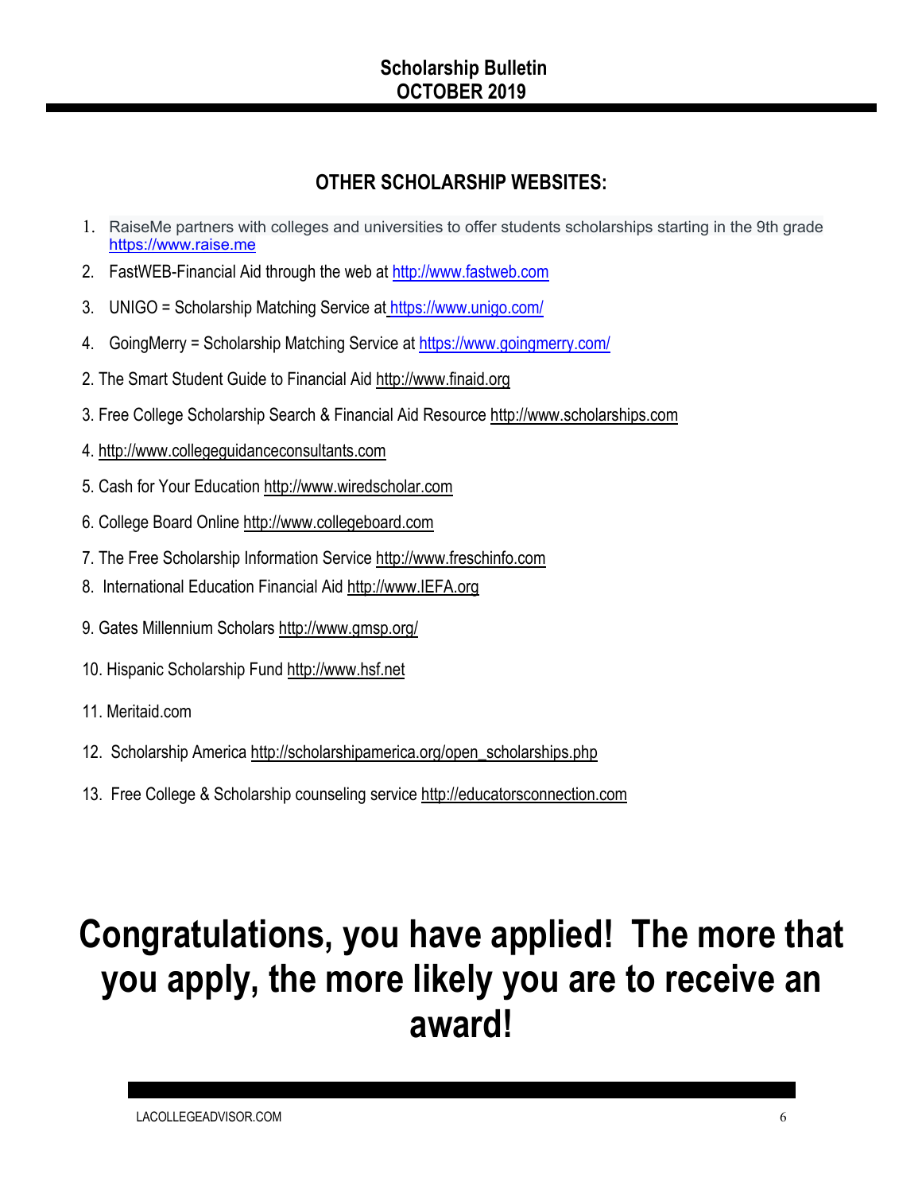## OTHER SCHOLARSHIP WEBSITES:

1. RaiseMe partners with colleges and universities to offer students scholarships starting in the 9th grade https://www.raise.me
2. FastWEB-Financial Aid through the web at http://www.fastweb.com
3. UNIGO = Scholarship Matching Service at https://www.unigo.com/
4. GoingMerry = Scholarship Matching Service at https://www.goingmerry.com/

2. The Smart Student Guide to Financial Aid http://www.finaid.org
3. Free College Scholarship Search & Financial Aid Resource http://www.scholarships.com
4. http://www.collegeguidanceconsultants.com
5. Cash for Your Education http://www.wiredscholar.com
6. College Board Online http://www.collegeboard.com
7. The Free Scholarship Information Service http://www.freschinfo.com
8. International Education Financial Aid http://www.IEFA.org
9. Gates Millennium Scholars http://www.gmsp.org/
10. Hispanic Scholarship Fund http://www.hsf.net
11. Meritaid.com
12. Scholarship America http://scholarshipamerica.org/open_scholarships.php
13. Free College & Scholarship counseling service http://educatorsconnection.com

# Congratulations, you have applied! The more that you apply, the more likely you are to receive an award!